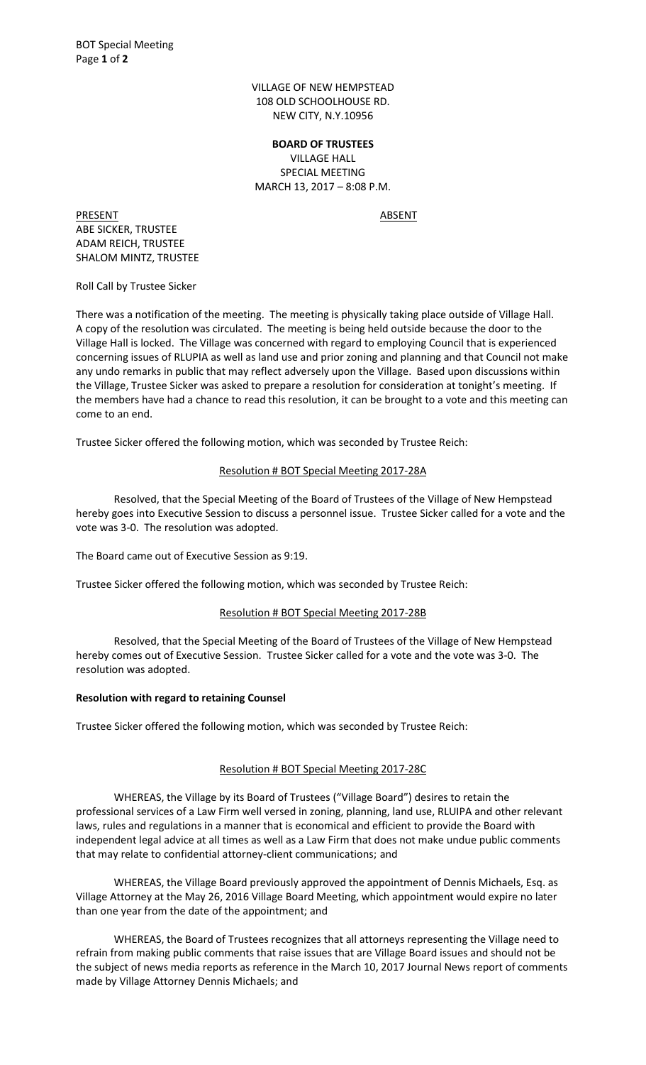VILLAGE OF NEW HEMPSTEAD
108 OLD SCHOOLHOUSE RD.
NEW CITY, N.Y.10956

**BOARD OF TRUSTEES**
VILLAGE HALL
SPECIAL MEETING
MARCH 13, 2017 – 8:08 P.M.

| PRESENT | ABSENT |
|---|---|
| ABE SICKER, TRUSTEE | |
| ADAM REICH, TRUSTEE | |
| SHALOM MINTZ, TRUSTEE | |

Roll Call by Trustee Sicker

There was a notification of the meeting. The meeting is physically taking place outside of Village Hall. A copy of the resolution was circulated. The meeting is being held outside because the door to the Village Hall is locked. The Village was concerned with regard to employing Council that is experienced concerning issues of RLUPIA as well as land use and prior zoning and planning and that Council not make any undo remarks in public that may reflect adversely upon the Village. Based upon discussions within the Village, Trustee Sicker was asked to prepare a resolution for consideration at tonight's meeting. If the members have had a chance to read this resolution, it can be brought to a vote and this meeting can come to an end.

Trustee Sicker offered the following motion, which was seconded by Trustee Reich:

Resolution # BOT Special Meeting 2017-28A

Resolved, that the Special Meeting of the Board of Trustees of the Village of New Hempstead hereby goes into Executive Session to discuss a personnel issue. Trustee Sicker called for a vote and the vote was 3-0. The resolution was adopted.

The Board came out of Executive Session as 9:19.

Trustee Sicker offered the following motion, which was seconded by Trustee Reich:

Resolution # BOT Special Meeting 2017-28B

Resolved, that the Special Meeting of the Board of Trustees of the Village of New Hempstead hereby comes out of Executive Session. Trustee Sicker called for a vote and the vote was 3-0. The resolution was adopted.

**Resolution with regard to retaining Counsel**

Trustee Sicker offered the following motion, which was seconded by Trustee Reich:

Resolution # BOT Special Meeting 2017-28C

WHEREAS, the Village by its Board of Trustees ("Village Board") desires to retain the professional services of a Law Firm well versed in zoning, planning, land use, RLUIPA and other relevant laws, rules and regulations in a manner that is economical and efficient to provide the Board with independent legal advice at all times as well as a Law Firm that does not make undue public comments that may relate to confidential attorney-client communications; and

WHEREAS, the Village Board previously approved the appointment of Dennis Michaels, Esq. as Village Attorney at the May 26, 2016 Village Board Meeting, which appointment would expire no later than one year from the date of the appointment; and

WHEREAS, the Board of Trustees recognizes that all attorneys representing the Village need to refrain from making public comments that raise issues that are Village Board issues and should not be the subject of news media reports as reference in the March 10, 2017 Journal News report of comments made by Village Attorney Dennis Michaels; and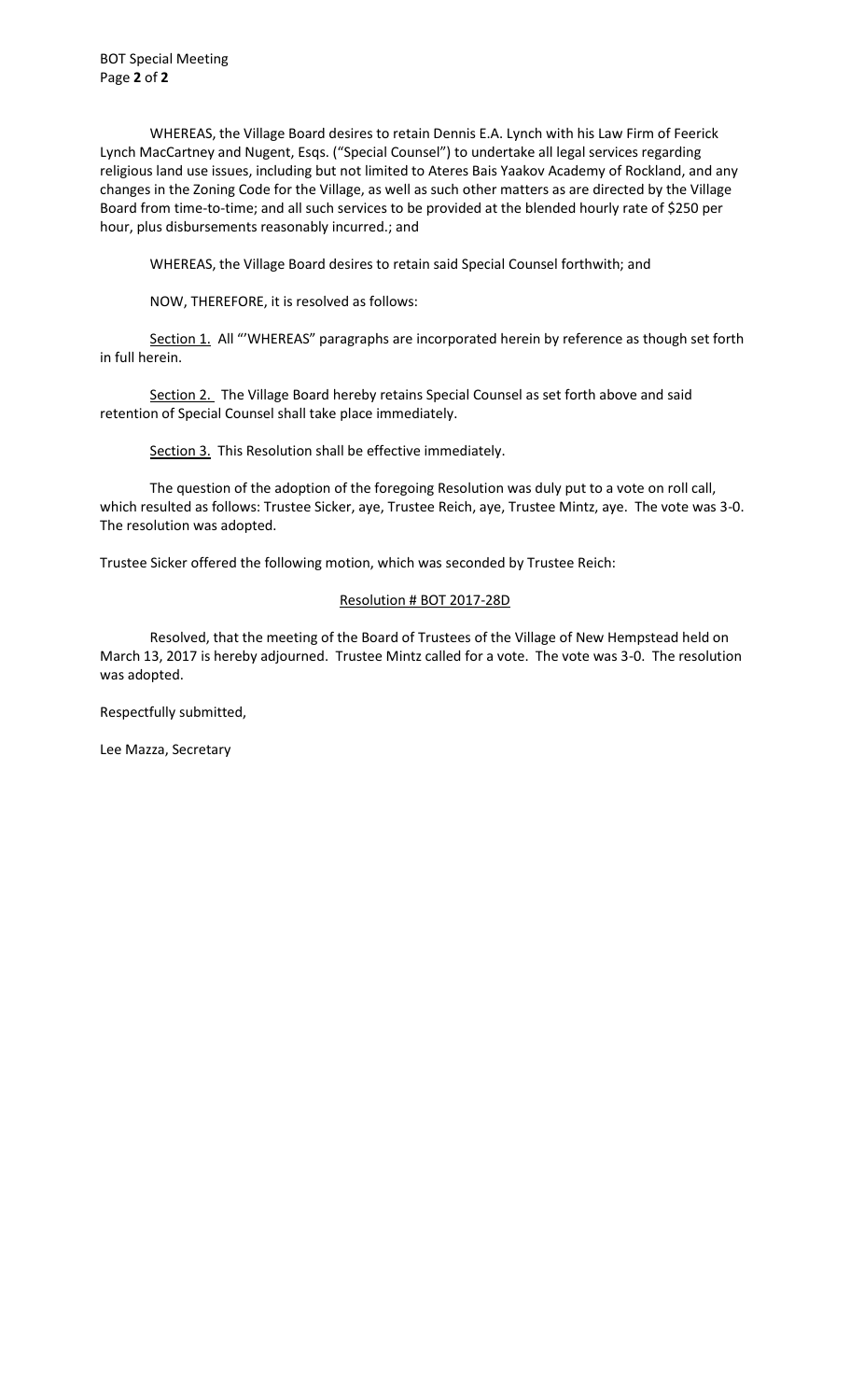WHEREAS, the Village Board desires to retain Dennis E.A. Lynch with his Law Firm of Feerick Lynch MacCartney and Nugent, Esqs. ("Special Counsel") to undertake all legal services regarding religious land use issues, including but not limited to Ateres Bais Yaakov Academy of Rockland, and any changes in the Zoning Code for the Village, as well as such other matters as are directed by the Village Board from time-to-time; and all such services to be provided at the blended hourly rate of $250 per hour, plus disbursements reasonably incurred.; and

WHEREAS, the Village Board desires to retain said Special Counsel forthwith; and

NOW, THEREFORE, it is resolved as follows:

Section 1. All "'WHEREAS" paragraphs are incorporated herein by reference as though set forth in full herein.

Section 2. The Village Board hereby retains Special Counsel as set forth above and said retention of Special Counsel shall take place immediately.

Section 3. This Resolution shall be effective immediately.

The question of the adoption of the foregoing Resolution was duly put to a vote on roll call, which resulted as follows: Trustee Sicker, aye, Trustee Reich, aye, Trustee Mintz, aye. The vote was 3-0. The resolution was adopted.

Trustee Sicker offered the following motion, which was seconded by Trustee Reich:

Resolution # BOT 2017-28D

Resolved, that the meeting of the Board of Trustees of the Village of New Hempstead held on March 13, 2017 is hereby adjourned. Trustee Mintz called for a vote. The vote was 3-0. The resolution was adopted.

Respectfully submitted,

Lee Mazza, Secretary